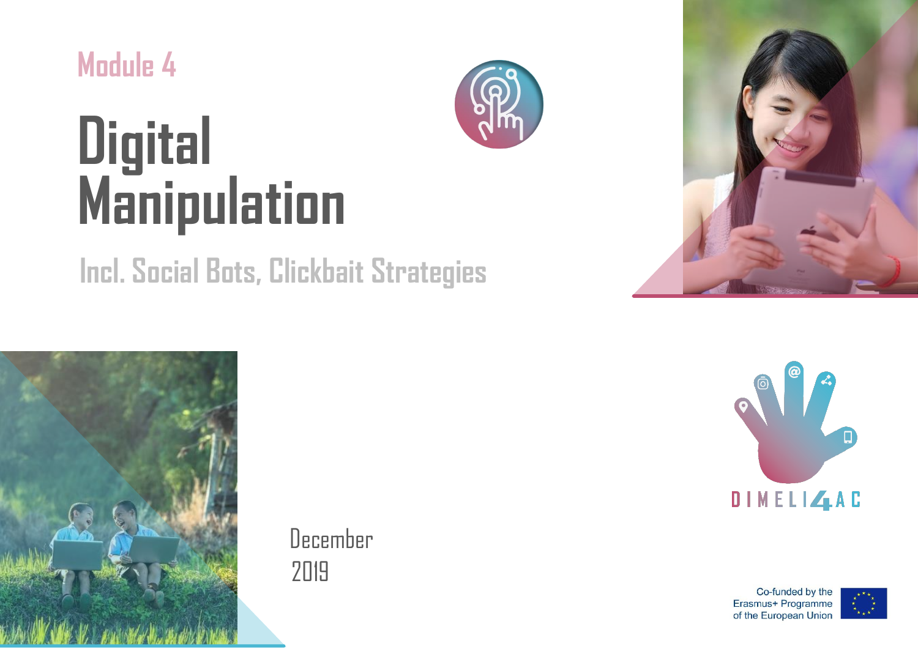Module 4

# Digital Manipulation

## Incl. Social Bots, Clickbait Strategies

December
2019

DIMELI4AC

Co-funded by the Erasmus+ Programme of the European Union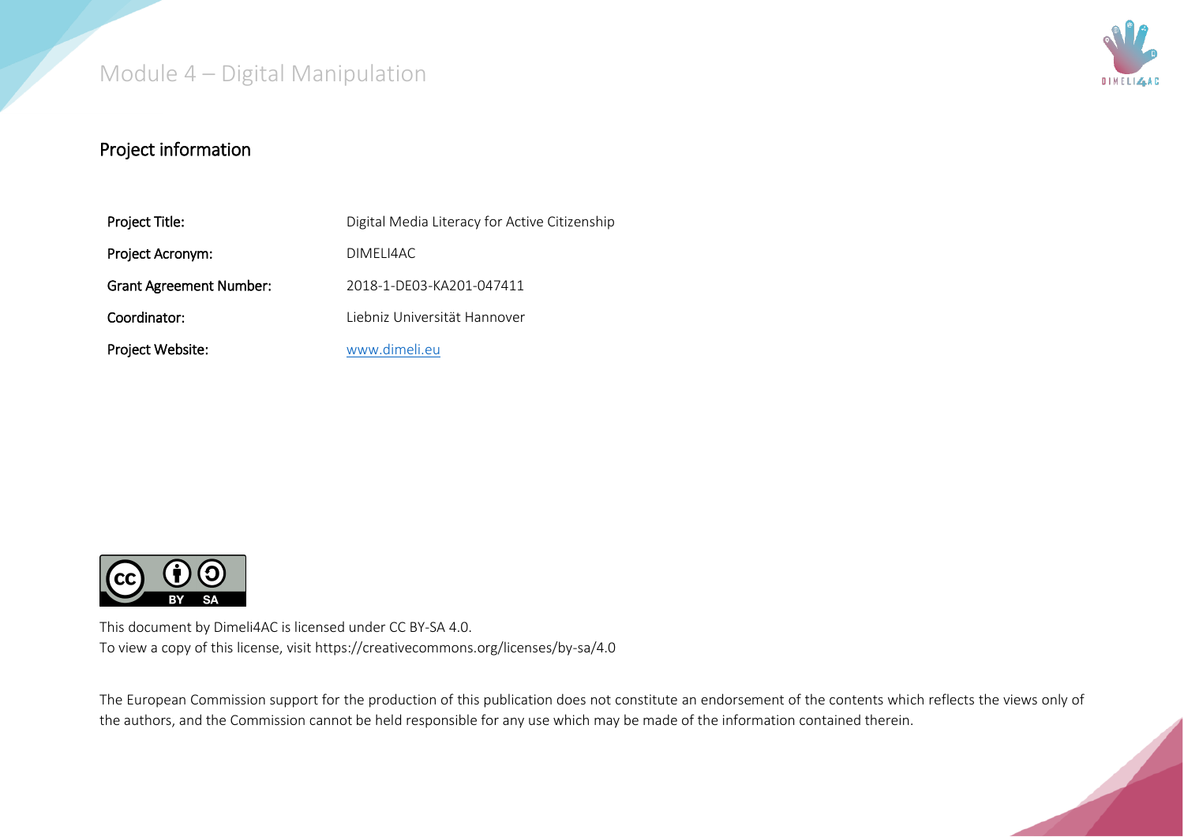## Project information

| Project Title: | Digital Media Literacy for Active Citizenship |
| --- | --- |
| Project Acronym: | DIMELI4AC |
| Grant Agreement Number: | 2018-1-DE03-KA201-047411 |
| Coordinator: | Liebniz Universität Hannover |
| Project Website: | [www.dimeli.eu](http://www.dimeli.eu) |

This document by Dimeli4AC is licensed under CC BY-SA 4.0.
To view a copy of this license, visit https://creativecommons.org/licenses/by-sa/4.0

The European Commission support for the production of this publication does not constitute an endorsement of the contents which reflects the views only of the authors, and the Commission cannot be held responsible for any use which may be made of the information contained therein.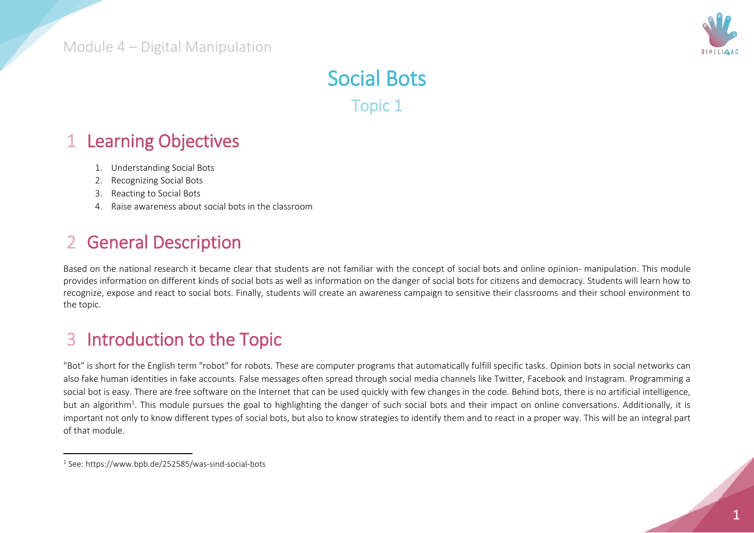# Social Bots

## Topic 1

## 1 Learning Objectives

1. Understanding Social Bots
2. Recognizing Social Bots
3. Reacting to Social Bots
4. Raise awareness about social bots in the classroom

## 2 General Description

Based on the national research it became clear that students are not familiar with the concept of social bots and online opinion- manipulation. This module provides information on different kinds of social bots as well as information on the danger of social bots for citizens and democracy. Students will learn how to recognize, expose and react to social bots. Finally, students will create an awareness campaign to sensitive their classrooms and their school environment to the topic.

## 3 Introduction to the Topic

"Bot" is short for the English term "robot" for robots. These are computer programs that automatically fulfill specific tasks. Opinion bots in social networks can also fake human identities in fake accounts. False messages often spread through social media channels like Twitter, Facebook and Instagram. Programming a social bot is easy. There are free software on the Internet that can be used quickly with few changes in the code. Behind bots, there is no artificial intelligence, but an algorithm[1]. This module pursues the goal to highlighting the danger of such social bots and their impact on online conversations. Additionally, it is important not only to know different types of social bots, but also to know strategies to identify them and to react in a proper way. This will be an integral part of that module.

---

[1] See: https://www.bpb.de/252585/was-sind-social-bots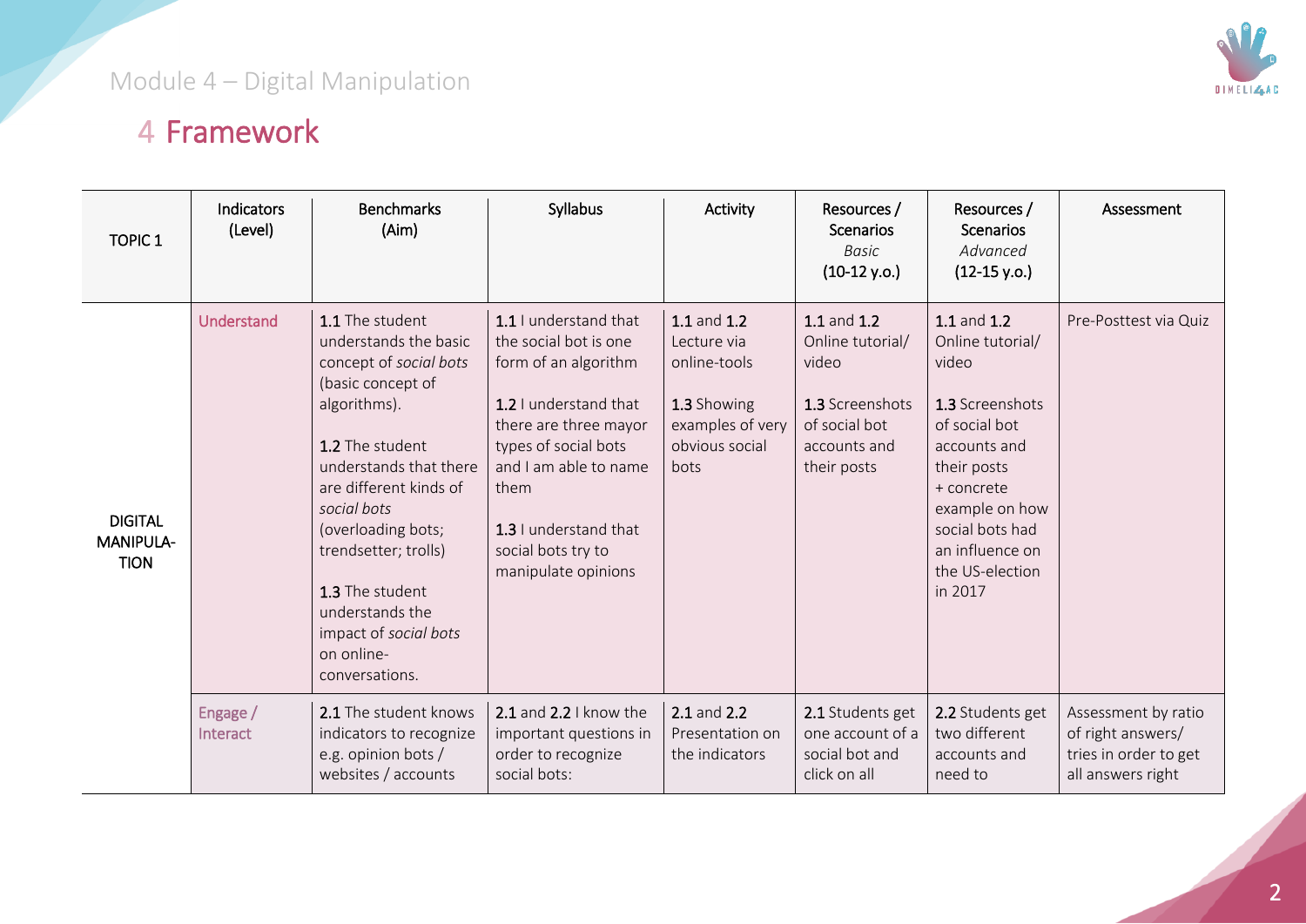# 4 Framework

| TOPIC 1 | Indicators (Level) | Benchmarks (Aim) | Syllabus | Activity | Resources / Scenarios *Basic* (10-12 y.o.) | Resources / Scenarios *Advanced* (12-15 y.o.) | Assessment |
|---|---|---|---|---|---|---|---|
| DIGITAL MANIPULA-TION | Understand | **1.1** The student understands the basic concept of *social bots* (basic concept of algorithms).<br><br>**1.2** The student understands that there are different kinds of *social bots* (overloading bots; trendsetter; trolls)<br><br>**1.3** The student understands the impact of *social bots* on online-conversations. | **1.1** I understand that the social bot is one form of an algorithm<br><br>**1.2** I understand that there are three mayor types of social bots and I am able to name them<br><br>**1.3** I understand that social bots try to manipulate opinions | **1.1** and **1.2** Lecture via online-tools<br><br>**1.3** Showing examples of very obvious social bots | **1.1** and **1.2** Online tutorial/ video<br><br>**1.3** Screenshots of social bot accounts and their posts | **1.1** and **1.2** Online tutorial/ video<br><br>**1.3** Screenshots of social bot accounts and their posts + concrete example on how social bots had an influence on the US-election in 2017 | Pre-Posttest via Quiz |
| | Engage / Interact | **2.1** The student knows indicators to recognize e.g. opinion bots / websites / accounts | **2.1** and **2.2** I know the important questions in order to recognize social bots: | **2.1** and **2.2** Presentation on the indicators | **2.1** Students get one account of a social bot and click on all | **2.2** Students get two different accounts and need to | Assessment by ratio of right answers/ tries in order to get all answers right |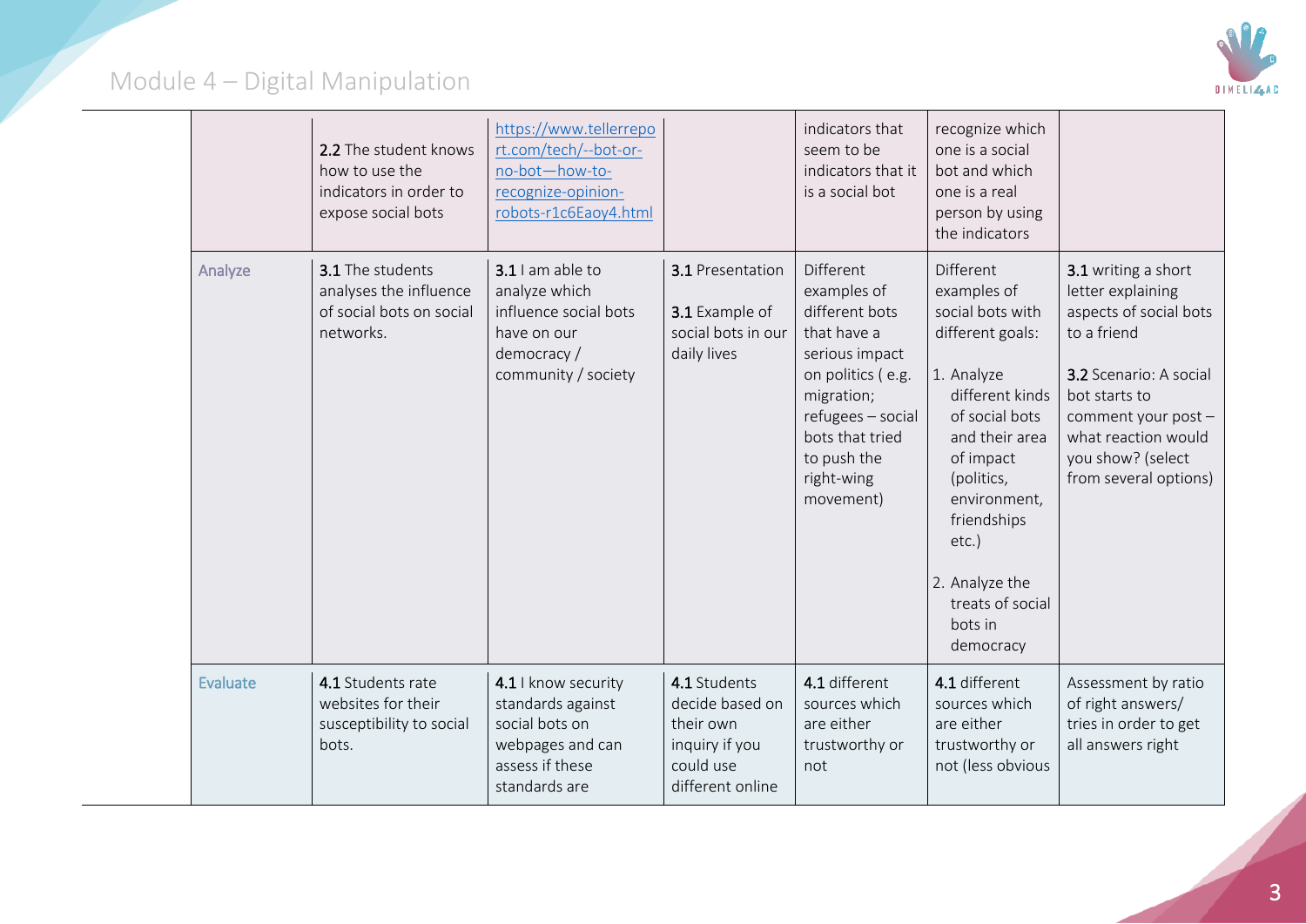| | | | | | | |
|---|---|---|---|---|---|---|
| | **2.2** The student knows how to use the indicators in order to expose social bots | https://www.tellerreport.com/tech/--bot-or-no-bot—how-to-recognize-opinion-robots-r1c6Eaoy4.html | | indicators that seem to be indicators that it is a social bot | recognize which one is a social bot and which one is a real person by using the indicators | |
| Analyze | **3.1** The students analyses the influence of social bots on social networks. | **3.1** I am able to analyze which influence social bots have on our democracy / community / society | **3.1** Presentation<br><br>**3.1** Example of social bots in our daily lives | Different examples of different bots that have a serious impact on politics ( e.g. migration; refugees – social bots that tried to push the right-wing movement) | Different examples of social bots with different goals:<br><br>1. Analyze different kinds of social bots and their area of impact (politics, environment, friendships etc.)<br><br>2. Analyze the treats of social bots in democracy | **3.1** writing a short letter explaining aspects of social bots to a friend<br><br>**3.2** Scenario: A social bot starts to comment your post – what reaction would you show? (select from several options) |
| Evaluate | **4.1** Students rate websites for their susceptibility to social bots. | **4.1** I know security standards against social bots on webpages and can assess if these standards are | **4.1** Students decide based on their own inquiry if you could use different online | **4.1** different sources which are either trustworthy or not | **4.1** different sources which are either trustworthy or not (less obvious | Assessment by ratio of right answers/ tries in order to get all answers right |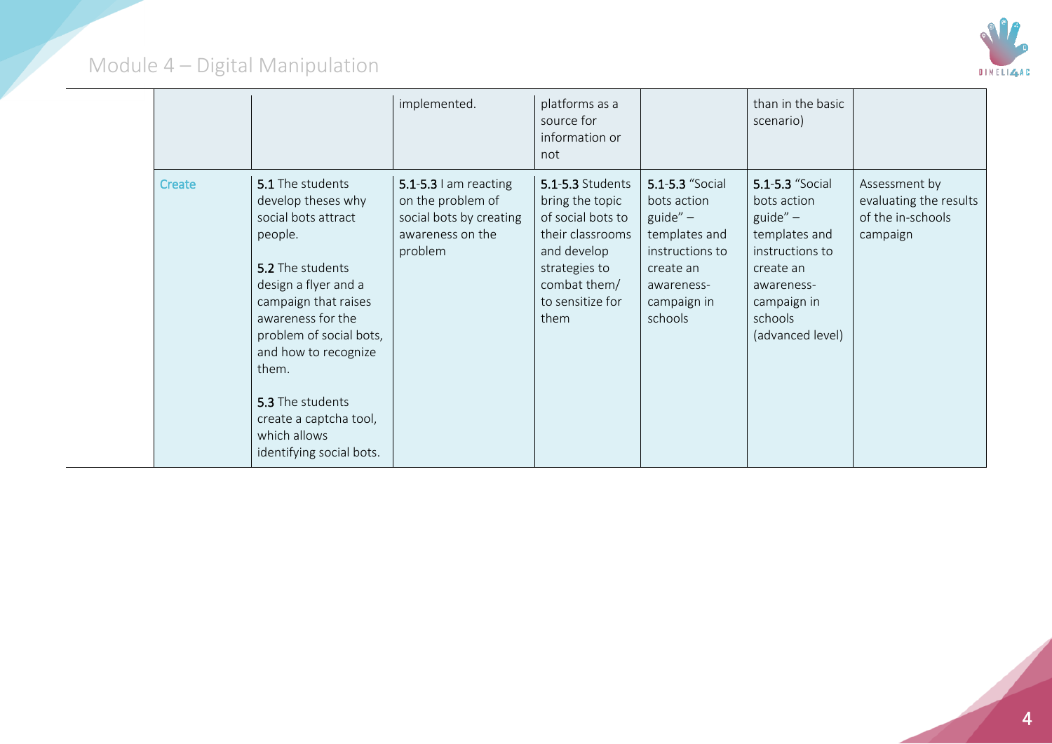| | | | | | | |
|---|---|---|---|---|---|---|
| | | implemented. | platforms as a source for information or not | | than in the basic scenario) | |
| Create | **5.1** The students develop theses why social bots attract people.<br><br>**5.2** The students design a flyer and a campaign that raises awareness for the problem of social bots, and how to recognize them.<br><br>**5.3** The students create a captcha tool, which allows identifying social bots. | **5.1-5.3** I am reacting on the problem of social bots by creating awareness on the problem | **5.1-5.3** Students bring the topic of social bots to their classrooms and develop strategies to combat them/ to sensitize for them | **5.1-5.3** "Social bots action guide" – templates and instructions to create an awareness-campaign in schools | **5.1-5.3** "Social bots action guide" – templates and instructions to create an awareness-campaign in schools (advanced level) | Assessment by evaluating the results of the in-schools campaign |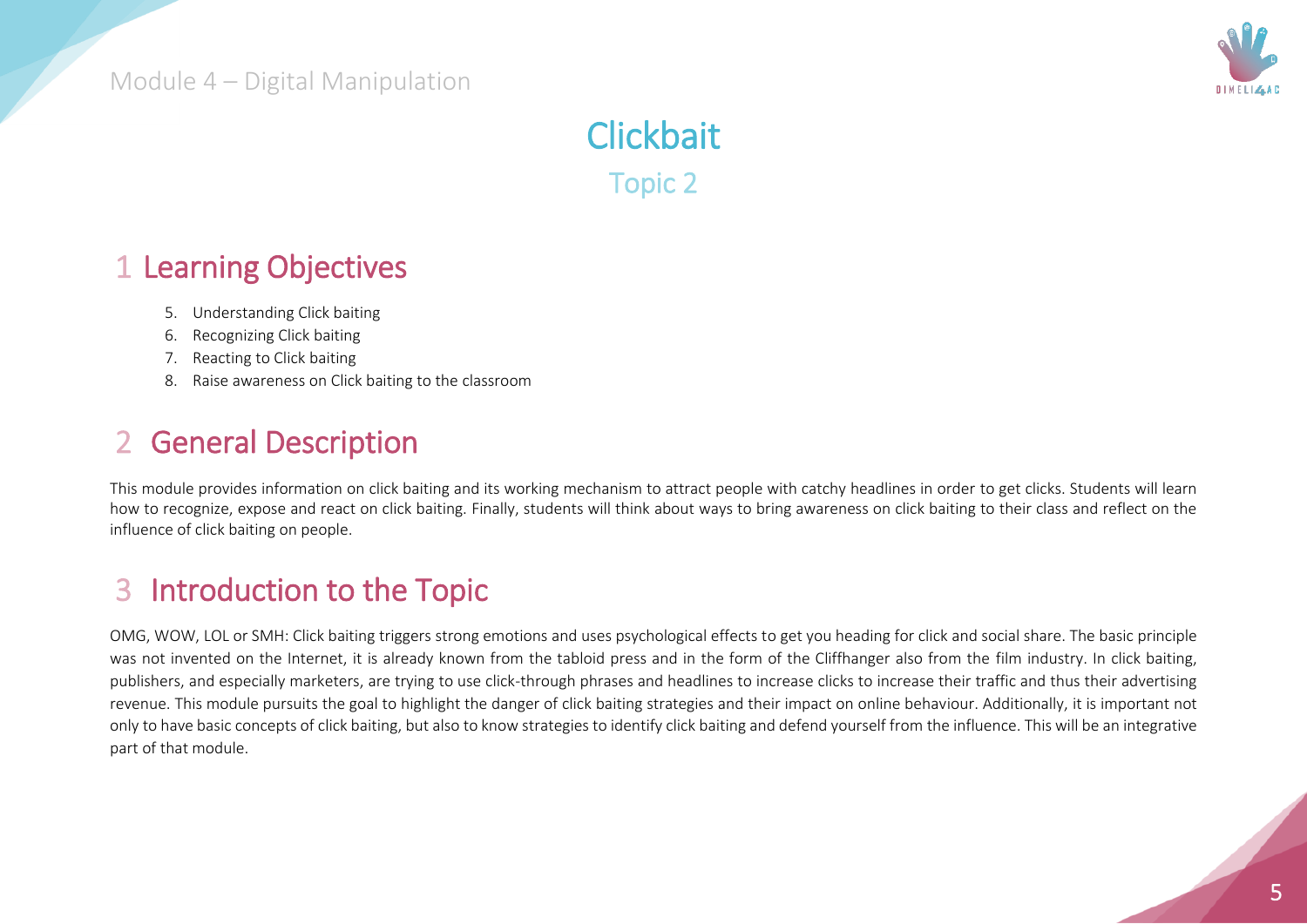# Clickbait

## Topic 2

## 1 Learning Objectives

5. Understanding Click baiting
6. Recognizing Click baiting
7. Reacting to Click baiting
8. Raise awareness on Click baiting to the classroom

## 2 General Description

This module provides information on click baiting and its working mechanism to attract people with catchy headlines in order to get clicks. Students will learn how to recognize, expose and react on click baiting. Finally, students will think about ways to bring awareness on click baiting to their class and reflect on the influence of click baiting on people.

## 3 Introduction to the Topic

OMG, WOW, LOL or SMH: Click baiting triggers strong emotions and uses psychological effects to get you heading for click and social share. The basic principle was not invented on the Internet, it is already known from the tabloid press and in the form of the Cliffhanger also from the film industry. In click baiting, publishers, and especially marketers, are trying to use click-through phrases and headlines to increase clicks to increase their traffic and thus their advertising revenue. This module pursuits the goal to highlight the danger of click baiting strategies and their impact on online behaviour. Additionally, it is important not only to have basic concepts of click baiting, but also to know strategies to identify click baiting and defend yourself from the influence. This will be an integrative part of that module.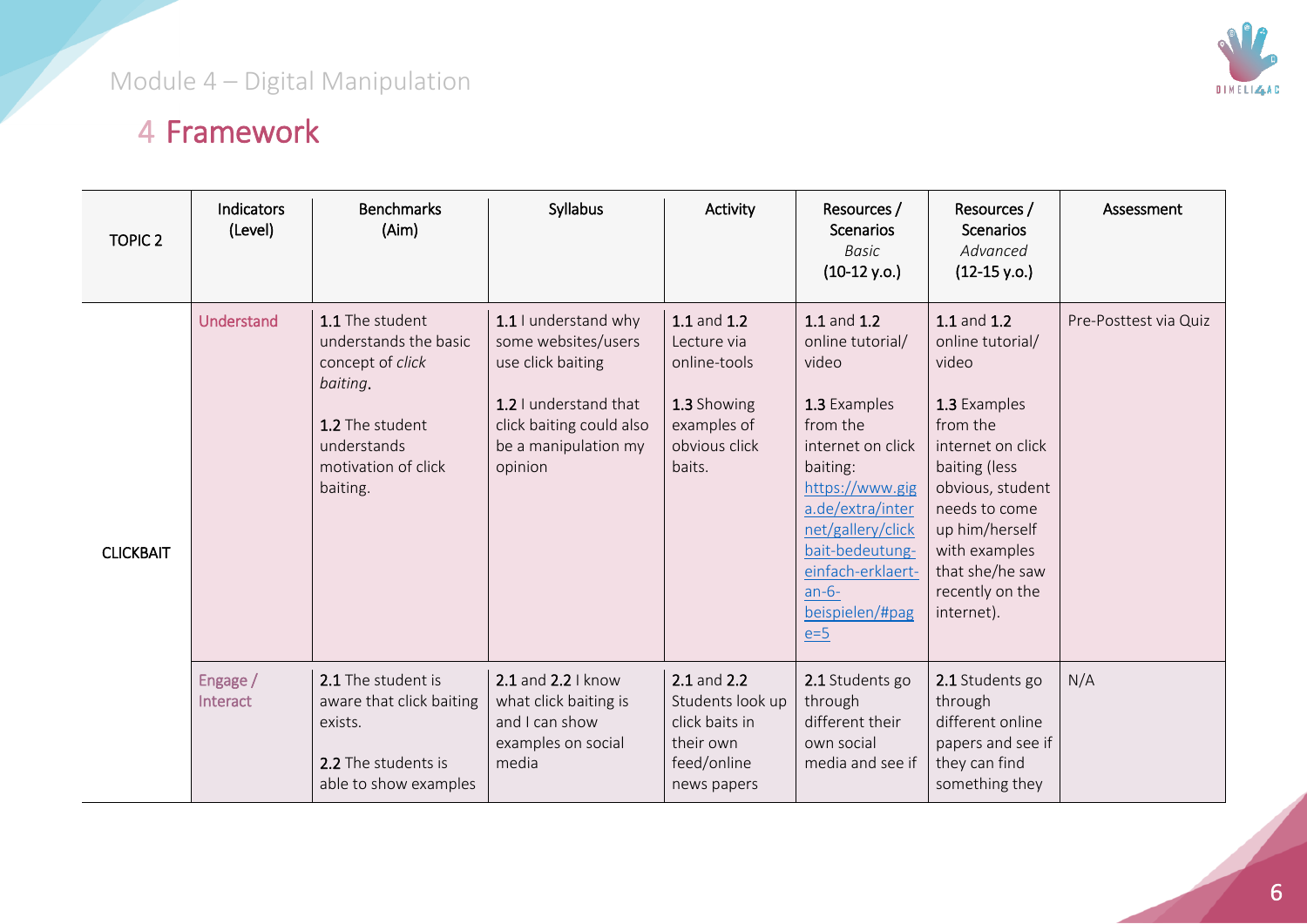# 4 Framework

| TOPIC 2 | Indicators (Level) | Benchmarks (Aim) | Syllabus | Activity | Resources / Scenarios *Basic* (10-12 y.o.) | Resources / Scenarios *Advanced* (12-15 y.o.) | Assessment |
|---|---|---|---|---|---|---|---|
| CLICKBAIT | Understand | **1.1** The student understands the basic concept of *click baiting*.<br><br>**1.2** The student understands motivation of click baiting. | **1.1** I understand why some websites/users use click baiting<br><br>**1.2** I understand that click baiting could also be a manipulation my opinion | **1.1** and **1.2** Lecture via online-tools<br><br>**1.3** Showing examples of obvious click baits. | **1.1** and **1.2** online tutorial/ video<br><br>**1.3** Examples from the internet on click baiting: https://www.giga.de/extra/internet/gallery/clickbait-bedeutung-einfach-erklaert-an-6-beispielen/#page=5 | **1.1** and **1.2** online tutorial/ video<br><br>**1.3** Examples from the internet on click baiting (less obvious, student needs to come up him/herself with examples that she/he saw recently on the internet). | Pre-Posttest via Quiz |
| | Engage / Interact | **2.1** The student is aware that click baiting exists.<br><br>**2.2** The students is able to show examples | **2.1** and **2.2** I know what click baiting is and I can show examples on social media | **2.1** and **2.2** Students look up click baits in their own feed/online news papers | **2.1** Students go through different their own social media and see if | **2.1** Students go through different online papers and see if they can find something they | N/A |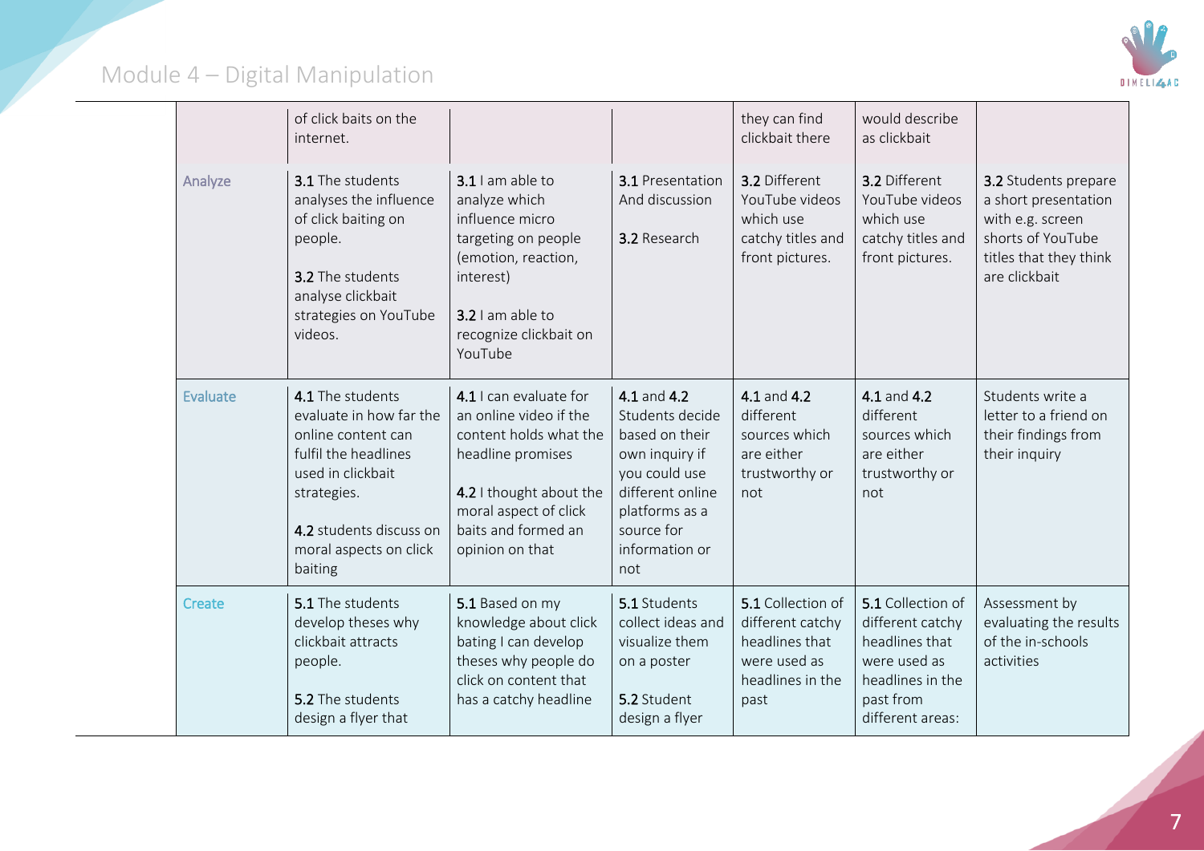| | | | | | | |
|---|---|---|---|---|---|---|
| | of click baits on the internet. | | | they can find clickbait there | would describe as clickbait | |
| Analyze | **3.1** The students analyses the influence of click baiting on people.<br><br>**3.2** The students analyse clickbait strategies on YouTube videos. | **3.1** I am able to analyze which influence micro targeting on people (emotion, reaction, interest)<br><br>**3.2** I am able to recognize clickbait on YouTube | **3.1** Presentation And discussion<br><br>**3.2** Research | **3.2** Different YouTube videos which use catchy titles and front pictures. | **3.2** Different YouTube videos which use catchy titles and front pictures. | **3.2** Students prepare a short presentation with e.g. screen shorts of YouTube titles that they think are clickbait |
| Evaluate | **4.1** The students evaluate in how far the online content can fulfil the headlines used in clickbait strategies.<br><br>**4.2** students discuss on moral aspects on click baiting | **4.1** I can evaluate for an online video if the content holds what the headline promises<br><br>**4.2** I thought about the moral aspect of click baits and formed an opinion on that | **4.1** and **4.2** Students decide based on their own inquiry if you could use different online platforms as a source for information or not | **4.1** and **4.2** different sources which are either trustworthy or not | **4.1** and **4.2** different sources which are either trustworthy or not | Students write a letter to a friend on their findings from their inquiry |
| Create | **5.1** The students develop theses why clickbait attracts people.<br><br>**5.2** The students design a flyer that | **5.1** Based on my knowledge about click bating I can develop theses why people do click on content that has a catchy headline | **5.1** Students collect ideas and visualize them on a poster<br><br>**5.2** Student design a flyer | **5.1** Collection of different catchy headlines that were used as headlines in the past | **5.1** Collection of different catchy headlines that were used as headlines in the past from different areas: | Assessment by evaluating the results of the in-schools activities |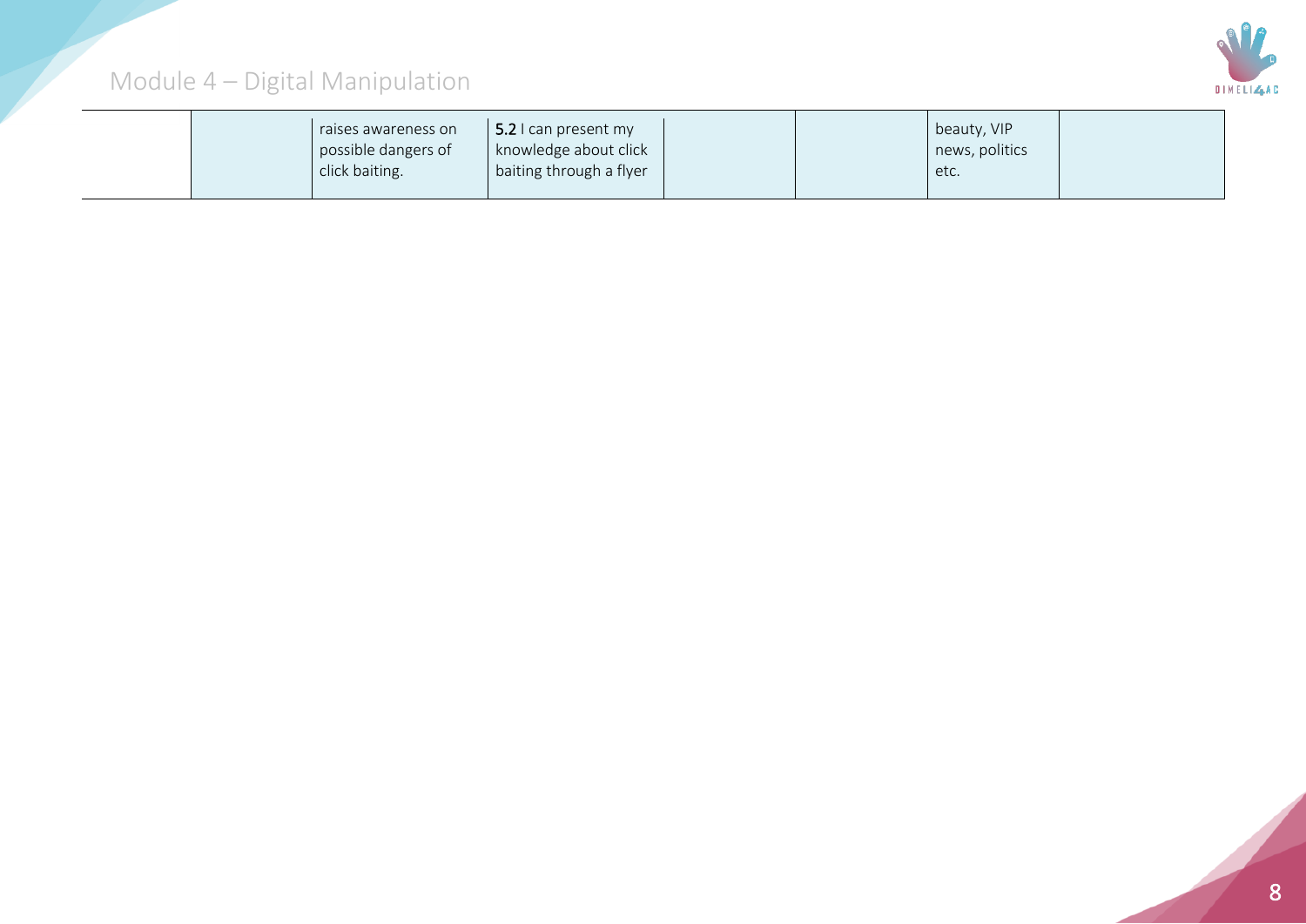| | | | | | | | |
|---|---|---|---|---|---|---|---|
| | | raises awareness on possible dangers of click baiting. | **5.2** I can present my knowledge about click baiting through a flyer | | | beauty, VIP news, politics etc. | |